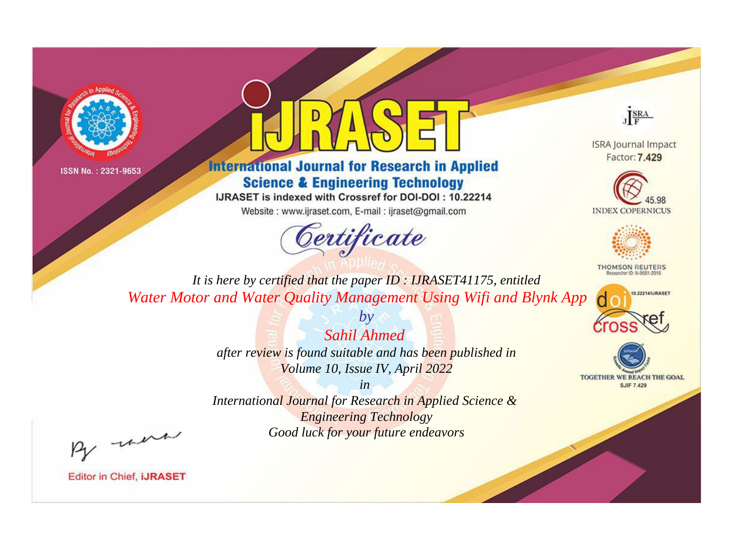ISSN No. : 2321-9653

# iJRASET

## International Journal for Research in Applied Science & Engineering Technology

IJRASET is indexed with Crossref for DOI-DOI : 10.22214

Website : www.ijraset.com, E-mail : ijraset@gmail.com

ISRA Journal Impact Factor: **7.429**

45.98 INDEX COPERNICUS

THOMSON REUTERS Researcher ID: N-9681-2016

10.22214/IJRASET

TOGETHER WE REACH THE GOAL SJIF 7.429

# *Certificate*

*It is here by certified that the paper ID : IJRASET41175, entitled*

*Water Motor and Water Quality Management Using Wifi and Blynk App*

*by*

*Sahil Ahmed*

*after review is found suitable and has been published in*

*Volume 10, Issue IV, April 2022*

*in*

*International Journal for Research in Applied Science & Engineering Technology*

*Good luck for your future endeavors*

Editor in Chief, **iJRASET**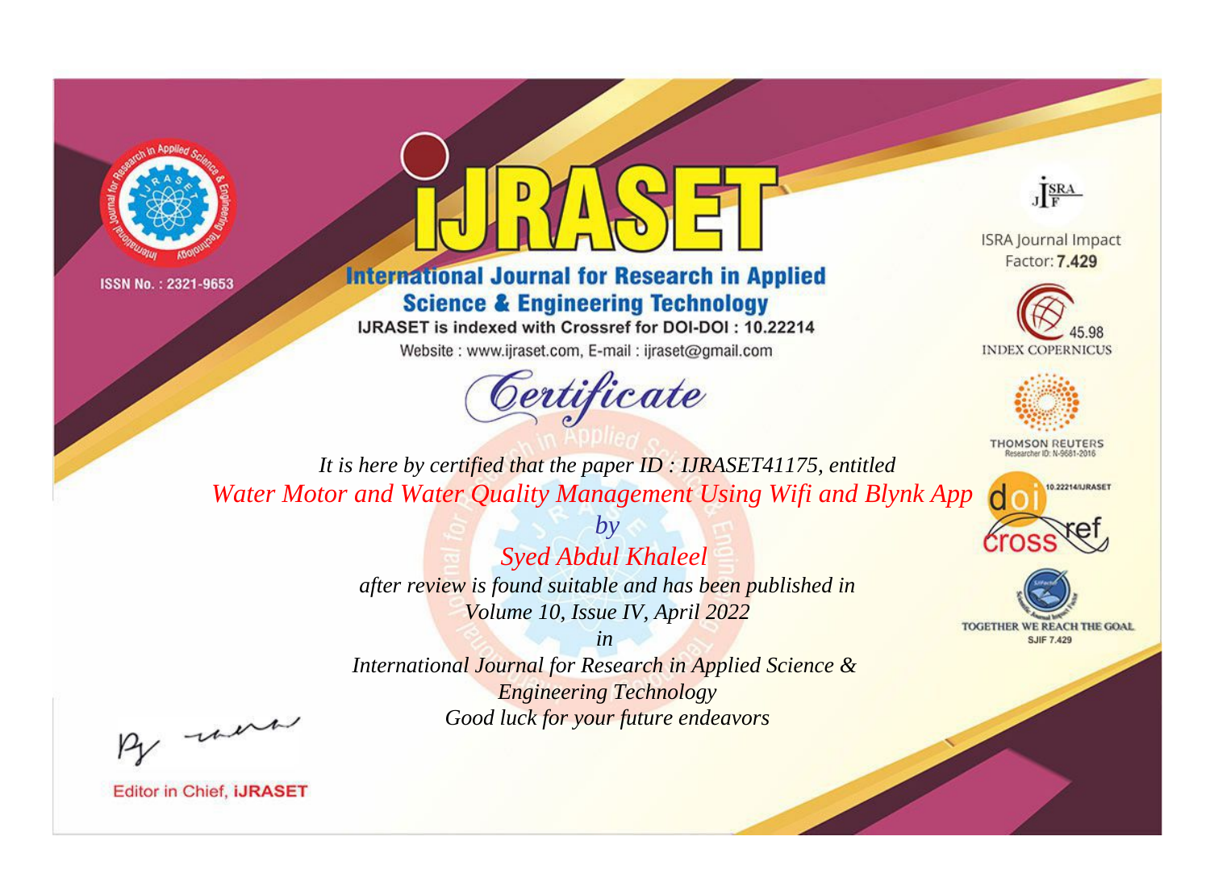ISSN No. : 2321-9653

# iJRASET

## International Journal for Research in Applied Science & Engineering Technology

IJRASET is indexed with Crossref for DOI-DOI : 10.22214

Website : www.ijraset.com, E-mail : ijraset@gmail.com

## Certificate

*It is here by certified that the paper ID : IJRASET41175, entitled*

*Water Motor and Water Quality Management Using Wifi and Blynk App*

*by*

*Syed Abdul Khaleel*

*after review is found suitable and has been published in*

*Volume 10, Issue IV, April 2022*

*in*

*International Journal for Research in Applied Science & Engineering Technology*

*Good luck for your future endeavors*

ISRA Journal Impact Factor: **7.429**

45.98 INDEX COPERNICUS

THOMSON REUTERS Researcher ID: N-9681-2016

10.22214/IJRASET

TOGETHER WE REACH THE GOAL SJIF 7.429

Editor in Chief, **iJRASET**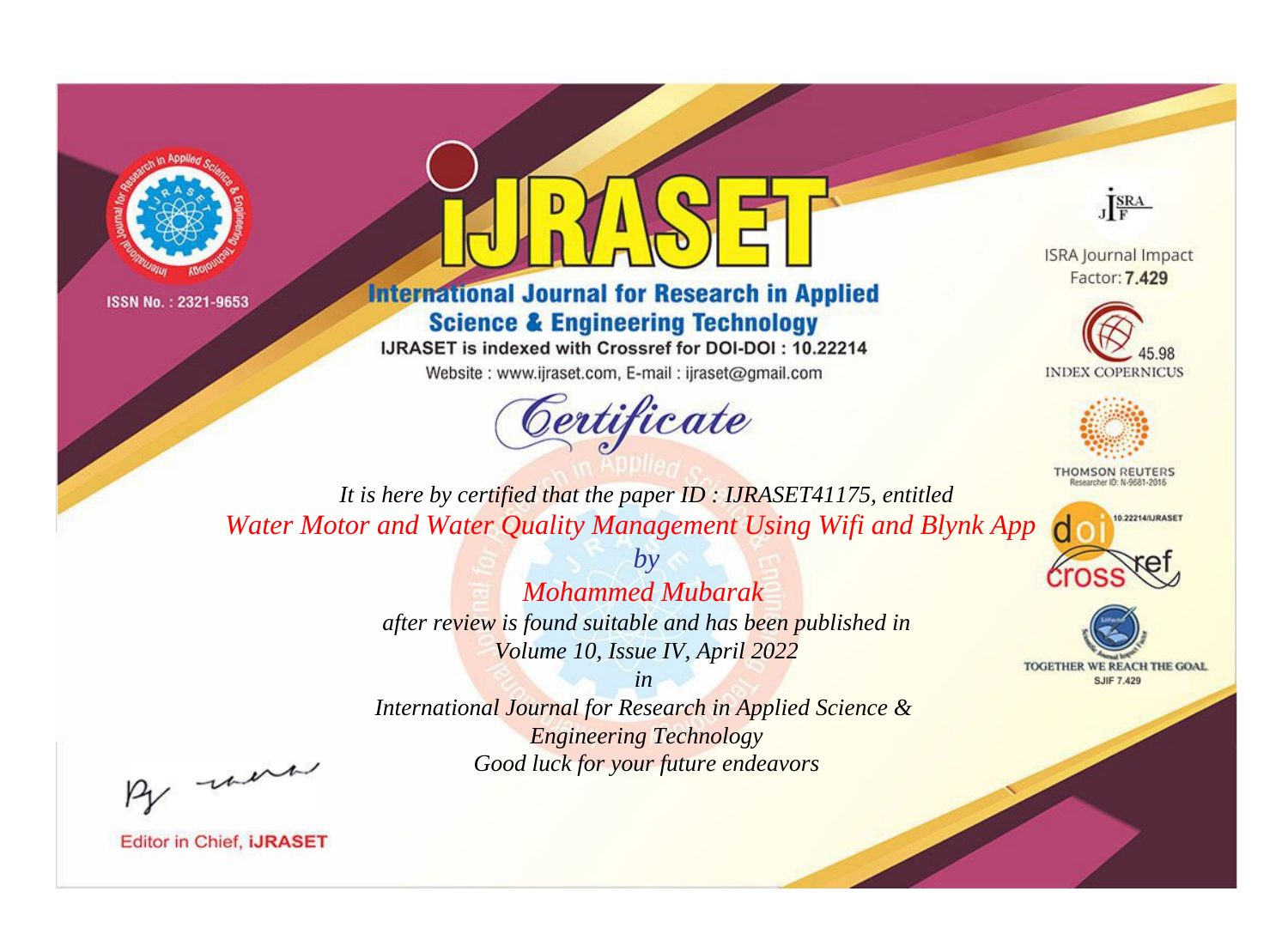ISSN No. : 2321-9653

# iJRASET

## International Journal for Research in Applied Science & Engineering Technology

IJRASET is indexed with Crossref for DOI-DOI : 10.22214

Website : www.ijraset.com, E-mail : ijraset@gmail.com

# Certificate

*It is here by certified that the paper ID : IJRASET41175, entitled*

*Water Motor and Water Quality Management Using Wifi and Blynk App*

*by*

*Mohammed Mubarak*

*after review is found suitable and has been published in*

*Volume 10, Issue IV, April 2022*

*in*

*International Journal for Research in Applied Science & Engineering Technology*

*Good luck for your future endeavors*

ISRA Journal Impact Factor: **7.429**

45.98 INDEX COPERNICUS

THOMSON REUTERS Researcher ID: N-9681-2016

10.22214/IJRASET

TOGETHER WE REACH THE GOAL SJIF 7.429

Editor in Chief, **iJRASET**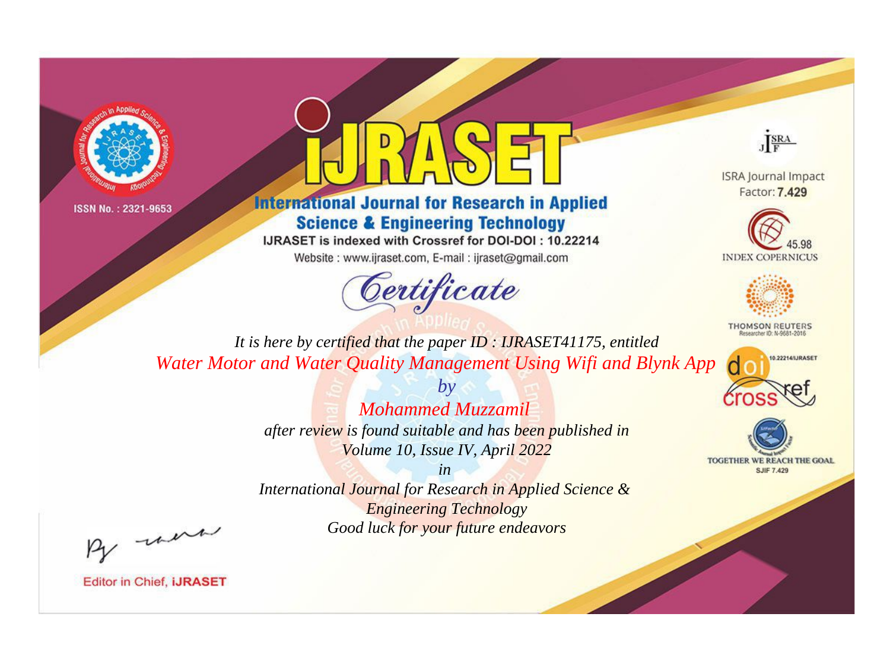ISSN No. : 2321-9653

# iJRASET

## International Journal for Research in Applied Science & Engineering Technology

IJRASET is indexed with Crossref for DOI-DOI : 10.22214

Website : www.ijraset.com, E-mail : ijraset@gmail.com

ISRA Journal Impact Factor: **7.429**

45.98 INDEX COPERNICUS

THOMSON REUTERS Researcher ID: N-9681-2016

10.22214/IJRASET

TOGETHER WE REACH THE GOAL SJIF 7.429

# Certificate

*It is here by certified that the paper ID : IJRASET41175, entitled*

*Water Motor and Water Quality Management Using Wifi and Blynk App*

*by*

*Mohammed Muzzamil*

*after review is found suitable and has been published in*

*Volume 10, Issue IV, April 2022*

*in*

*International Journal for Research in Applied Science & Engineering Technology*

*Good luck for your future endeavors*

Editor in Chief, **iJRASET**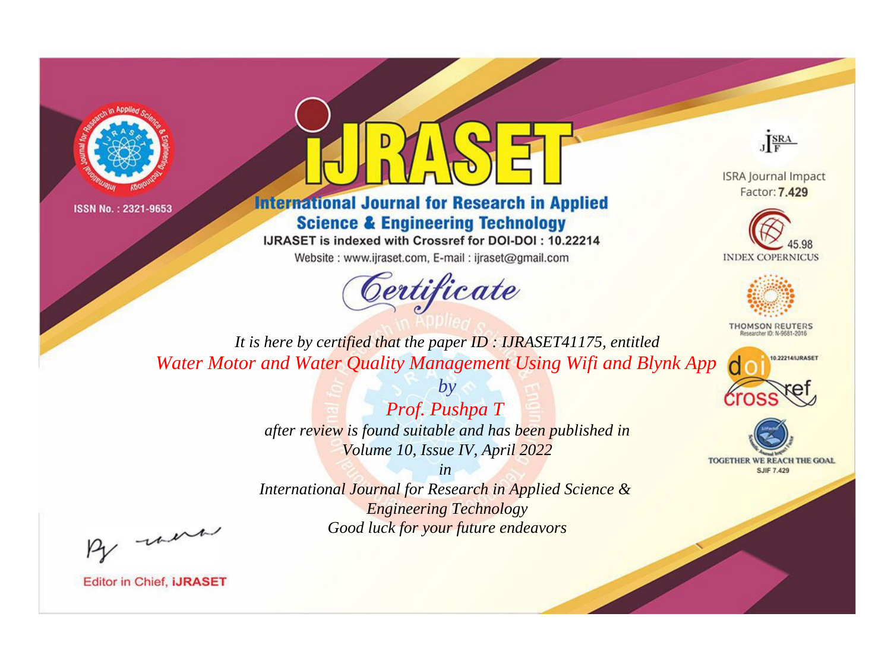ISSN No. : 2321-9653

# IJRASET

## International Journal for Research in Applied Science & Engineering Technology

IJRASET is indexed with Crossref for DOI-DOI : 10.22214

Website : www.ijraset.com, E-mail : ijraset@gmail.com

*Certificate*

*It is here by certified that the paper ID : IJRASET41175, entitled*

*Water Motor and Water Quality Management Using Wifi and Blynk App*

*by*

*Prof. Pushpa T*

*after review is found suitable and has been published in*

*Volume 10, Issue IV, April 2022*

*in*

*International Journal for Research in Applied Science & Engineering Technology*

*Good luck for your future endeavors*

ISRA Journal Impact Factor: **7.429**

45.98 INDEX COPERNICUS

THOMSON REUTERS Researcher ID: N-9681-2016

10.22214/IJRASET

crossref

TOGETHER WE REACH THE GOAL SJIF 7.429

Editor in Chief, **iJRASET**